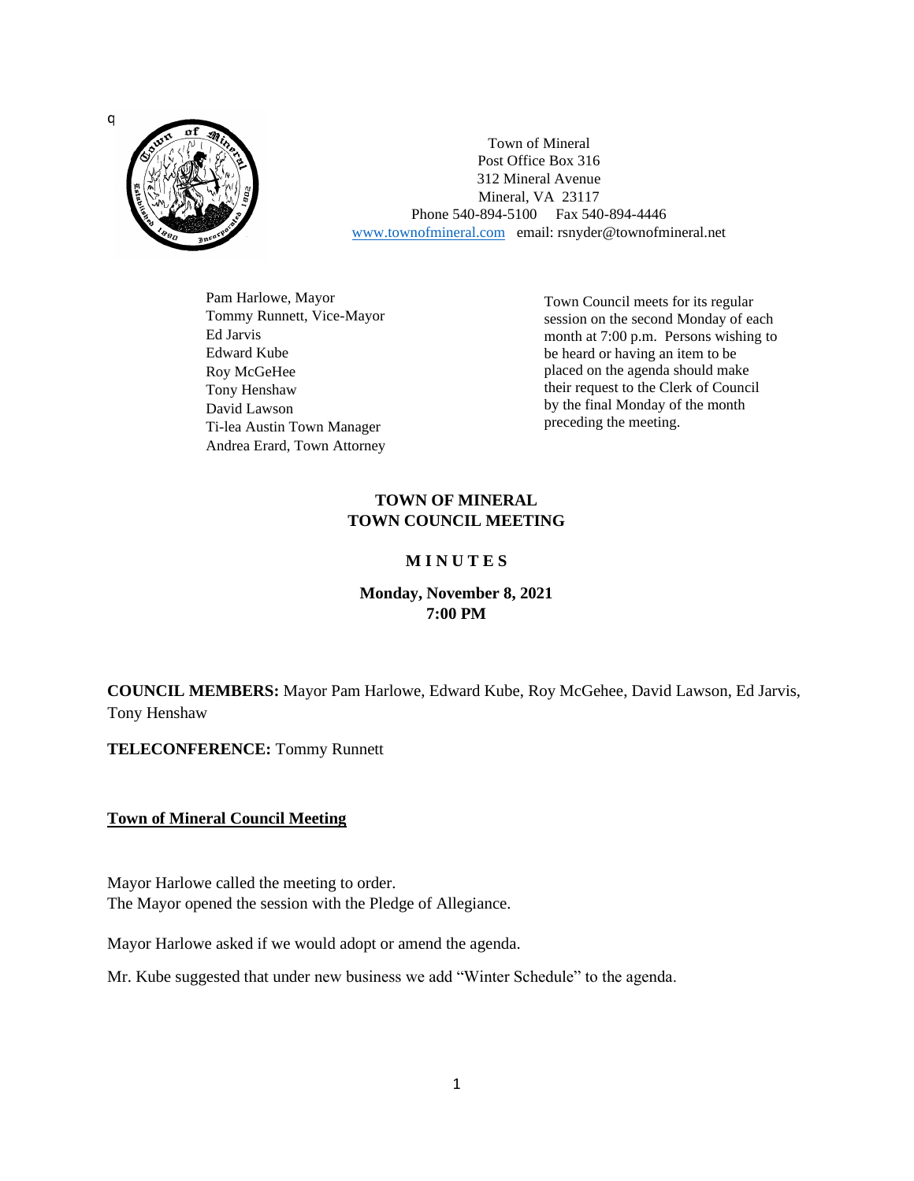q

Town of Mineral
Post Office Box 316
312 Mineral Avenue
Mineral, VA 23117
Phone 540-894-5100 Fax 540-894-4446
www.townofmineral.com email: rsnyder@townofmineral.net

Pam Harlowe, Mayor
Tommy Runnett, Vice-Mayor
Ed Jarvis
Edward Kube
Roy McGeHee
Tony Henshaw
David Lawson
Ti-lea Austin Town Manager
Andrea Erard, Town Attorney

Town Council meets for its regular session on the second Monday of each month at 7:00 p.m. Persons wishing to be heard or having an item to be placed on the agenda should make their request to the Clerk of Council by the final Monday of the month preceding the meeting.

# TOWN OF MINERAL
# TOWN COUNCIL MEETING

## M I N U T E S

**Monday, November 8, 2021**
**7:00 PM**

**COUNCIL MEMBERS:** Mayor Pam Harlowe, Edward Kube, Roy McGehee, David Lawson, Ed Jarvis, Tony Henshaw

**TELECONFERENCE:** Tommy Runnett

**Town of Mineral Council Meeting**

Mayor Harlowe called the meeting to order.
The Mayor opened the session with the Pledge of Allegiance.

Mayor Harlowe asked if we would adopt or amend the agenda.

Mr. Kube suggested that under new business we add "Winter Schedule" to the agenda.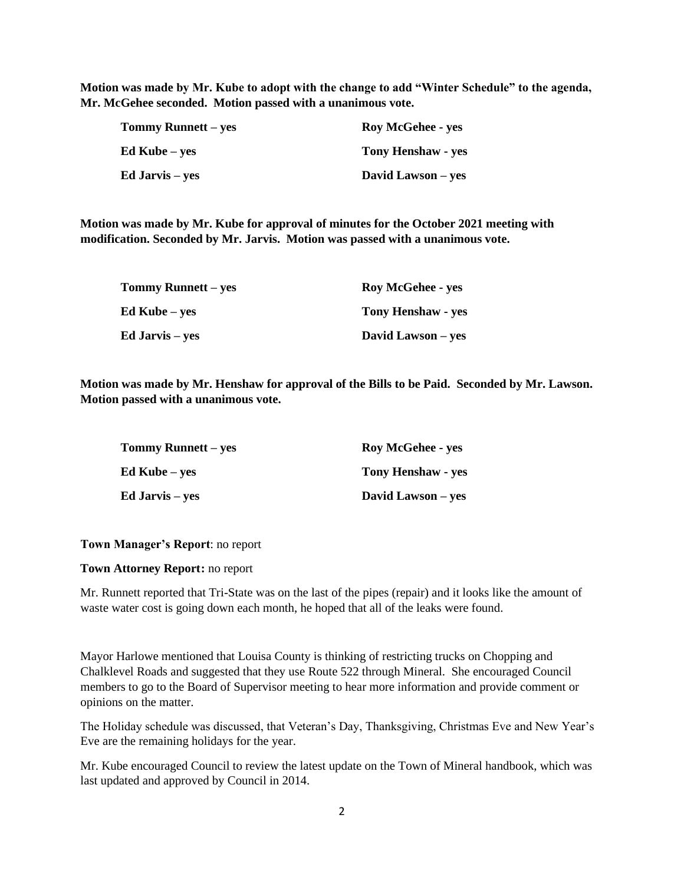**Motion was made by Mr. Kube to adopt with the change to add "Winter Schedule" to the agenda, Mr. McGehee seconded. Motion passed with a unanimous vote.**

| | |
|---|---|
| **Tommy Runnett – yes** | **Roy McGehee - yes** |
| **Ed Kube – yes** | **Tony Henshaw - yes** |
| **Ed Jarvis – yes** | **David Lawson – yes** |

**Motion was made by Mr. Kube for approval of minutes for the October 2021 meeting with modification. Seconded by Mr. Jarvis. Motion was passed with a unanimous vote.**

| | |
|---|---|
| **Tommy Runnett – yes** | **Roy McGehee - yes** |
| **Ed Kube – yes** | **Tony Henshaw - yes** |
| **Ed Jarvis – yes** | **David Lawson – yes** |

**Motion was made by Mr. Henshaw for approval of the Bills to be Paid. Seconded by Mr. Lawson. Motion passed with a unanimous vote.**

| | |
|---|---|
| **Tommy Runnett – yes** | **Roy McGehee - yes** |
| **Ed Kube – yes** | **Tony Henshaw - yes** |
| **Ed Jarvis – yes** | **David Lawson – yes** |

**Town Manager's Report**: no report

**Town Attorney Report:** no report

Mr. Runnett reported that Tri-State was on the last of the pipes (repair) and it looks like the amount of waste water cost is going down each month, he hoped that all of the leaks were found.

Mayor Harlowe mentioned that Louisa County is thinking of restricting trucks on Chopping and Chalklevel Roads and suggested that they use Route 522 through Mineral. She encouraged Council members to go to the Board of Supervisor meeting to hear more information and provide comment or opinions on the matter.

The Holiday schedule was discussed, that Veteran's Day, Thanksgiving, Christmas Eve and New Year's Eve are the remaining holidays for the year.

Mr. Kube encouraged Council to review the latest update on the Town of Mineral handbook, which was last updated and approved by Council in 2014.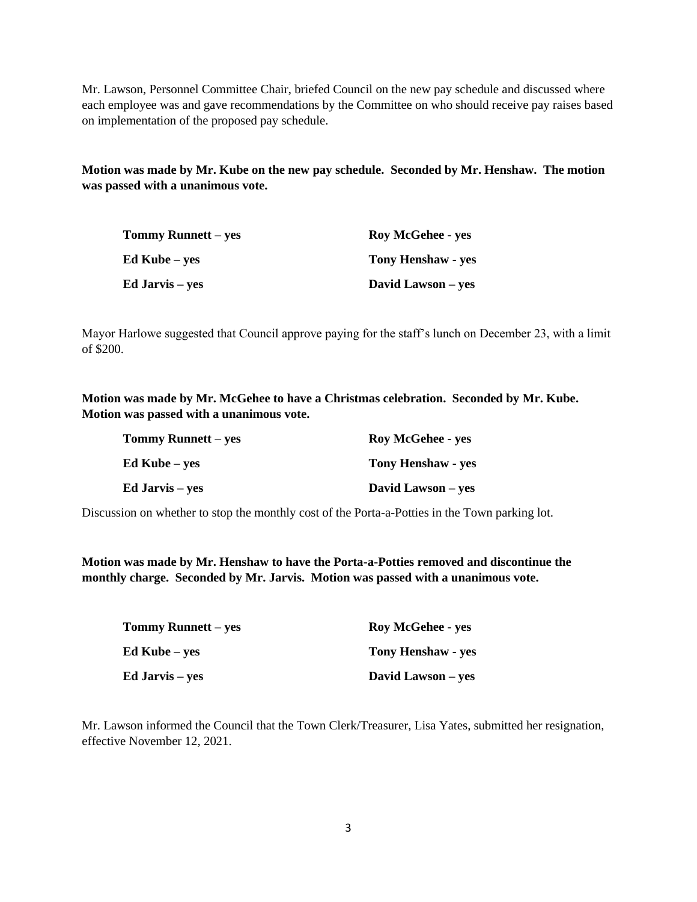Mr. Lawson, Personnel Committee Chair, briefed Council on the new pay schedule and discussed where each employee was and gave recommendations by the Committee on who should receive pay raises based on implementation of the proposed pay schedule.

**Motion was made by Mr. Kube on the new pay schedule. Seconded by Mr. Henshaw. The motion was passed with a unanimous vote.**

| | |
|---|---|
| **Tommy Runnett – yes** | **Roy McGehee - yes** |
| **Ed Kube – yes** | **Tony Henshaw - yes** |
| **Ed Jarvis – yes** | **David Lawson – yes** |

Mayor Harlowe suggested that Council approve paying for the staff's lunch on December 23, with a limit of $200.

**Motion was made by Mr. McGehee to have a Christmas celebration. Seconded by Mr. Kube. Motion was passed with a unanimous vote.**

| | |
|---|---|
| **Tommy Runnett – yes** | **Roy McGehee - yes** |
| **Ed Kube – yes** | **Tony Henshaw - yes** |
| **Ed Jarvis – yes** | **David Lawson – yes** |

Discussion on whether to stop the monthly cost of the Porta-a-Potties in the Town parking lot.

**Motion was made by Mr. Henshaw to have the Porta-a-Potties removed and discontinue the monthly charge. Seconded by Mr. Jarvis. Motion was passed with a unanimous vote.**

| | |
|---|---|
| **Tommy Runnett – yes** | **Roy McGehee - yes** |
| **Ed Kube – yes** | **Tony Henshaw - yes** |
| **Ed Jarvis – yes** | **David Lawson – yes** |

Mr. Lawson informed the Council that the Town Clerk/Treasurer, Lisa Yates, submitted her resignation, effective November 12, 2021.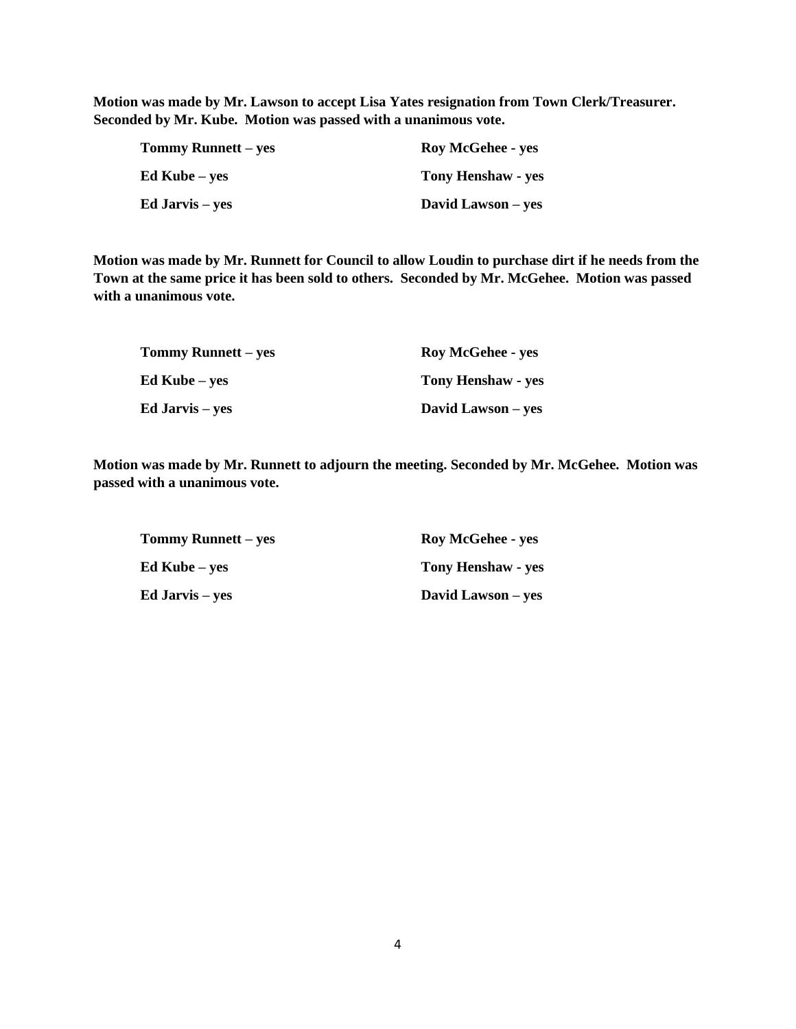**Motion was made by Mr. Lawson to accept Lisa Yates resignation from Town Clerk/Treasurer. Seconded by Mr. Kube. Motion was passed with a unanimous vote.**

| | |
|---|---|
| **Tommy Runnett – yes** | **Roy McGehee - yes** |
| **Ed Kube – yes** | **Tony Henshaw - yes** |
| **Ed Jarvis – yes** | **David Lawson – yes** |

**Motion was made by Mr. Runnett for Council to allow Loudin to purchase dirt if he needs from the Town at the same price it has been sold to others. Seconded by Mr. McGehee. Motion was passed with a unanimous vote.**

| | |
|---|---|
| **Tommy Runnett – yes** | **Roy McGehee - yes** |
| **Ed Kube – yes** | **Tony Henshaw - yes** |
| **Ed Jarvis – yes** | **David Lawson – yes** |

**Motion was made by Mr. Runnett to adjourn the meeting. Seconded by Mr. McGehee. Motion was passed with a unanimous vote.**

| | |
|---|---|
| **Tommy Runnett – yes** | **Roy McGehee - yes** |
| **Ed Kube – yes** | **Tony Henshaw - yes** |
| **Ed Jarvis – yes** | **David Lawson – yes** |